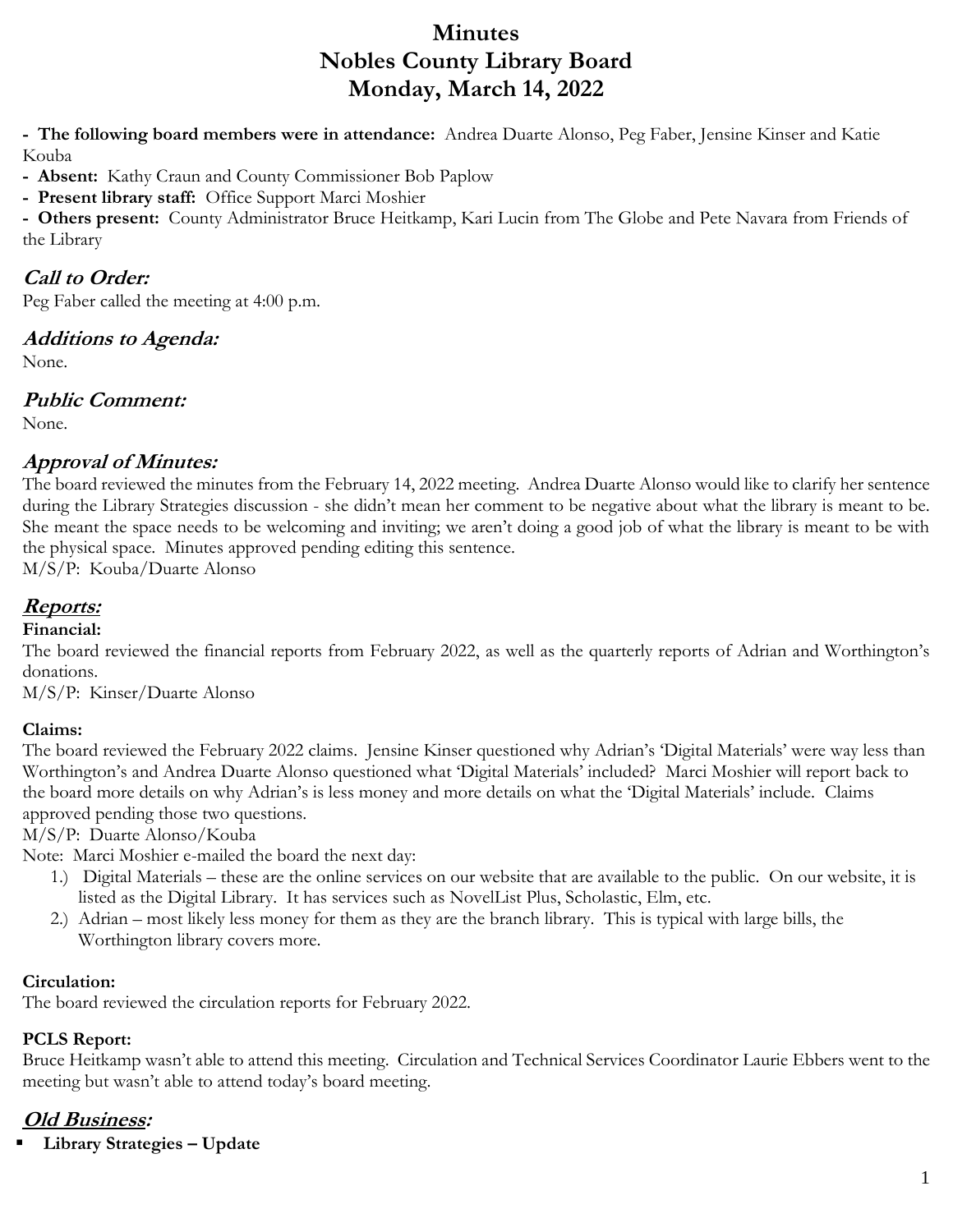# Minutes
# Nobles County Library Board
# Monday, March 14, 2022

- **The following board members were in attendance:** Andrea Duarte Alonso, Peg Faber, Jensine Kinser and Katie Kouba
- **Absent:** Kathy Craun and County Commissioner Bob Paplow
- **Present library staff:** Office Support Marci Moshier
- **Others present:** County Administrator Bruce Heitkamp, Kari Lucin from The Globe and Pete Navara from Friends of the Library

## *Call to Order:*

Peg Faber called the meeting at 4:00 p.m.

## *Additions to Agenda:*

None.

## *Public Comment:*

None.

## *Approval of Minutes:*

The board reviewed the minutes from the February 14, 2022 meeting. Andrea Duarte Alonso would like to clarify her sentence during the Library Strategies discussion - she didn't mean her comment to be negative about what the library is meant to be. She meant the space needs to be welcoming and inviting; we aren't doing a good job of what the library is meant to be with the physical space. Minutes approved pending editing this sentence.

M/S/P: Kouba/Duarte Alonso

## *Reports:*

**Financial:**

The board reviewed the financial reports from February 2022, as well as the quarterly reports of Adrian and Worthington's donations.

M/S/P: Kinser/Duarte Alonso

**Claims:**

The board reviewed the February 2022 claims. Jensine Kinser questioned why Adrian's 'Digital Materials' were way less than Worthington's and Andrea Duarte Alonso questioned what 'Digital Materials' included? Marci Moshier will report back to the board more details on why Adrian's is less money and more details on what the 'Digital Materials' include. Claims approved pending those two questions.

M/S/P: Duarte Alonso/Kouba

Note: Marci Moshier e-mailed the board the next day:

1.) Digital Materials – these are the online services on our website that are available to the public. On our website, it is listed as the Digital Library. It has services such as NovelList Plus, Scholastic, Elm, etc.
2.) Adrian – most likely less money for them as they are the branch library. This is typical with large bills, the Worthington library covers more.

**Circulation:**

The board reviewed the circulation reports for February 2022.

**PCLS Report:**

Bruce Heitkamp wasn't able to attend this meeting. Circulation and Technical Services Coordinator Laurie Ebbers went to the meeting but wasn't able to attend today's board meeting.

## *Old Business:*

- **Library Strategies – Update**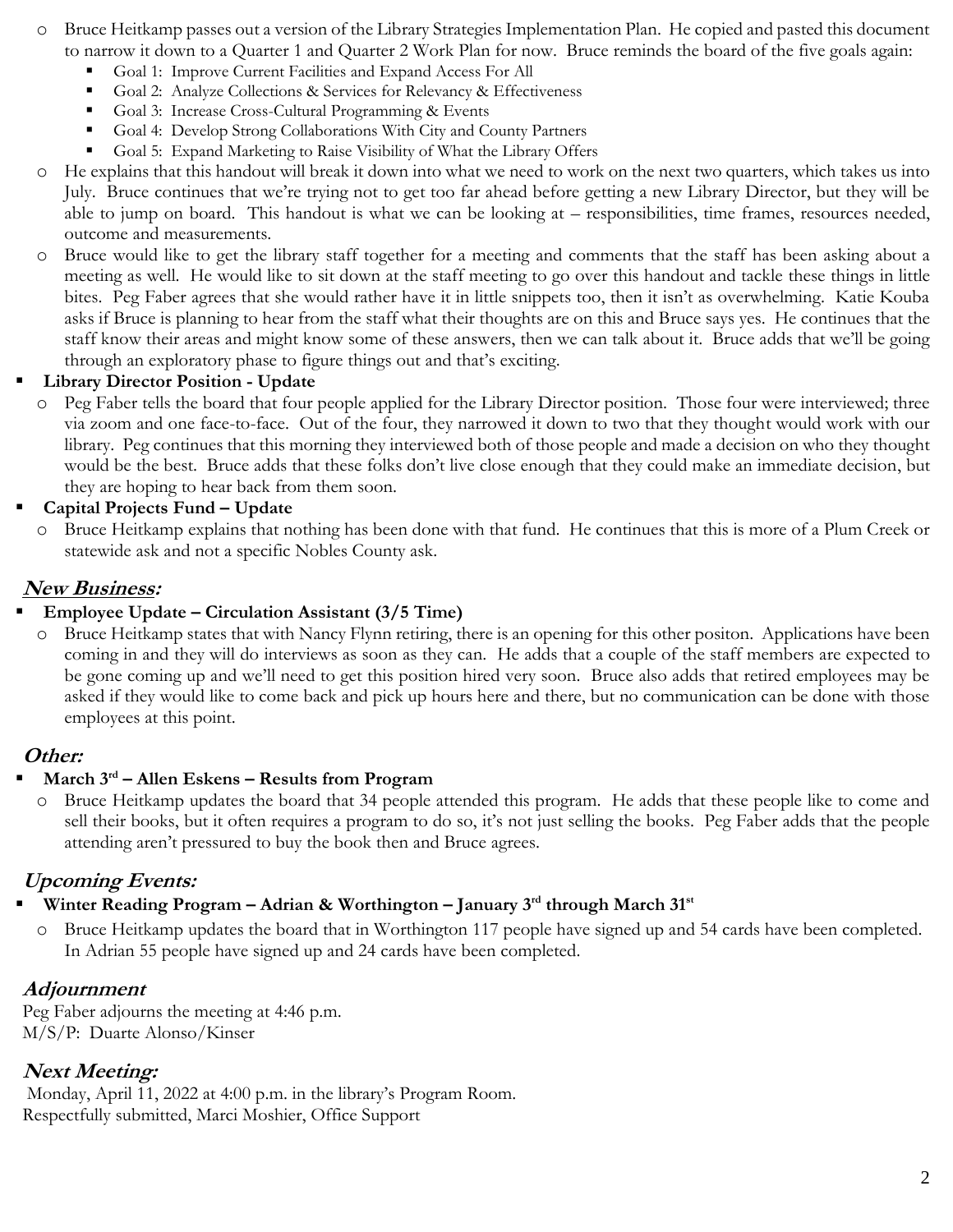- Bruce Heitkamp passes out a version of the Library Strategies Implementation Plan. He copied and pasted this document to narrow it down to a Quarter 1 and Quarter 2 Work Plan for now. Bruce reminds the board of the five goals again:
  - Goal 1: Improve Current Facilities and Expand Access For All
  - Goal 2: Analyze Collections & Services for Relevancy & Effectiveness
  - Goal 3: Increase Cross-Cultural Programming & Events
  - Goal 4: Develop Strong Collaborations With City and County Partners
  - Goal 5: Expand Marketing to Raise Visibility of What the Library Offers
- He explains that this handout will break it down into what we need to work on the next two quarters, which takes us into July. Bruce continues that we're trying not to get too far ahead before getting a new Library Director, but they will be able to jump on board. This handout is what we can be looking at – responsibilities, time frames, resources needed, outcome and measurements.
- Bruce would like to get the library staff together for a meeting and comments that the staff has been asking about a meeting as well. He would like to sit down at the staff meeting to go over this handout and tackle these things in little bites. Peg Faber agrees that she would rather have it in little snippets too, then it isn't as overwhelming. Katie Kouba asks if Bruce is planning to hear from the staff what their thoughts are on this and Bruce says yes. He continues that the staff know their areas and might know some of these answers, then we can talk about it. Bruce adds that we'll be going through an exploratory phase to figure things out and that's exciting.

- **Library Director Position - Update**
  - Peg Faber tells the board that four people applied for the Library Director position. Those four were interviewed; three via zoom and one face-to-face. Out of the four, they narrowed it down to two that they thought would work with our library. Peg continues that this morning they interviewed both of those people and made a decision on who they thought would be the best. Bruce adds that these folks don't live close enough that they could make an immediate decision, but they are hoping to hear back from them soon.
- **Capital Projects Fund – Update**
  - Bruce Heitkamp explains that nothing has been done with that fund. He continues that this is more of a Plum Creek or statewide ask and not a specific Nobles County ask.

## *New Business:*

- **Employee Update – Circulation Assistant (3/5 Time)**
  - Bruce Heitkamp states that with Nancy Flynn retiring, there is an opening for this other positon. Applications have been coming in and they will do interviews as soon as they can. He adds that a couple of the staff members are expected to be gone coming up and we'll need to get this position hired very soon. Bruce also adds that retired employees may be asked if they would like to come back and pick up hours here and there, but no communication can be done with those employees at this point.

## *Other:*

- **March 3rd – Allen Eskens – Results from Program**
  - Bruce Heitkamp updates the board that 34 people attended this program. He adds that these people like to come and sell their books, but it often requires a program to do so, it's not just selling the books. Peg Faber adds that the people attending aren't pressured to buy the book then and Bruce agrees.

## *Upcoming Events:*

- **Winter Reading Program – Adrian & Worthington – January 3rd through March 31st**
  - Bruce Heitkamp updates the board that in Worthington 117 people have signed up and 54 cards have been completed. In Adrian 55 people have signed up and 24 cards have been completed.

## *Adjournment*

Peg Faber adjourns the meeting at 4:46 p.m.
M/S/P: Duarte Alonso/Kinser

## *Next Meeting:*

Monday, April 11, 2022 at 4:00 p.m. in the library's Program Room.
Respectfully submitted, Marci Moshier, Office Support